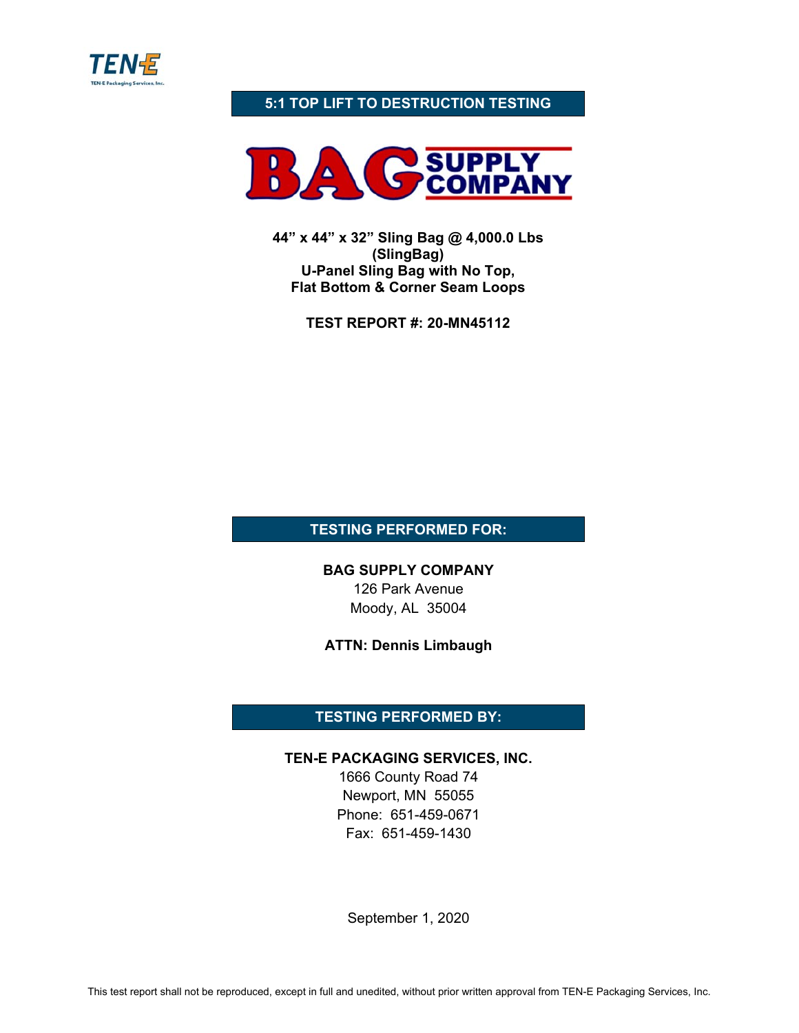TEN-E
TEN-E Packaging Services, Inc.

# 5:1 TOP LIFT TO DESTRUCTION TESTING

BAG SUPPLY COMPANY

**44" x 44" x 32" Sling Bag @ 4,000.0 Lbs**
**(SlingBag)**
**U-Panel Sling Bag with No Top,**
**Flat Bottom & Corner Seam Loops**

**TEST REPORT #: 20-MN45112**

## TESTING PERFORMED FOR:

**BAG SUPPLY COMPANY**
126 Park Avenue
Moody, AL 35004

**ATTN: Dennis Limbaugh**

## TESTING PERFORMED BY:

**TEN-E PACKAGING SERVICES, INC.**
1666 County Road 74
Newport, MN 55055
Phone: 651-459-0671
Fax: 651-459-1430

September 1, 2020

This test report shall not be reproduced, except in full and unedited, without prior written approval from TEN-E Packaging Services, Inc.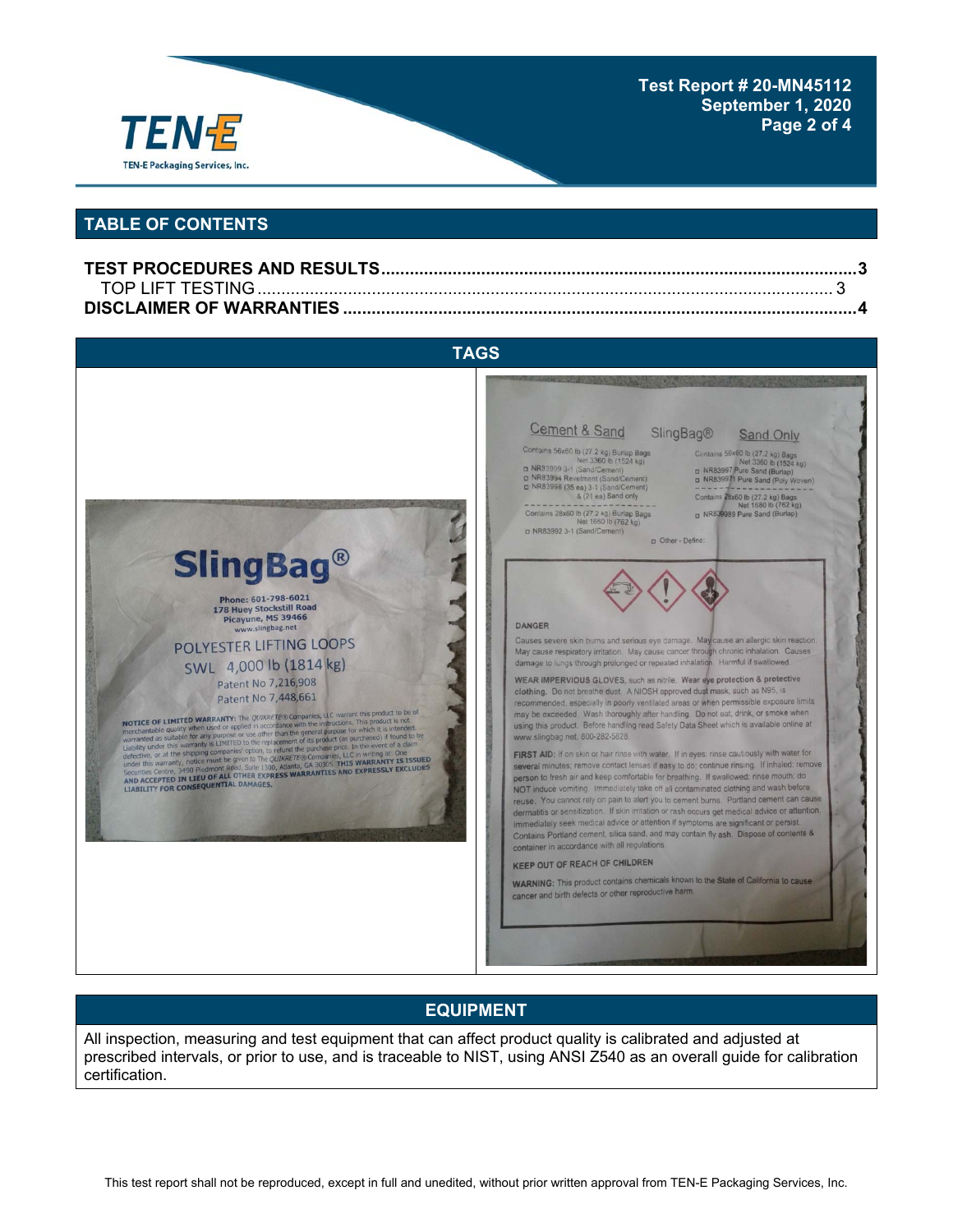## TABLE OF CONTENTS

**TEST PROCEDURES AND RESULTS** .......... **3**

TOP LIFT TESTING .......... 3

**DISCLAIMER OF WARRANTIES** .......... **4**

## TAGS

**SlingBag®**

Phone: 601-798-6021
178 Huey Stockstill Road
Picayune, MS 39466
www.slingbag.net

POLYESTER LIFTING LOOPS
SWL 4,000 lb (1814 kg)
Patent No 7,216,908
Patent No 7,448,661

**NOTICE OF LIMITED WARRANTY:** The QUIKRETE® Companies, LLC warrant this product to be of merchantable quality when used or applied in accordance with the instructions. This product is not warranted as suitable for any purpose or use other than the general purpose for which it is intended. Liability under this warranty is LIMITED to the replacement of its product (as purchased) if found to be defective, or at the shipping companies' option, to refund the purchase price. In the event of a claim under this warranty, notice must be given to The QUIKRETE® Companies, LLC in writing at: One Securities Centre, 3490 Piedmont Road, Suite 1300, Atlanta, GA 30305. **THIS WARRANTY IS ISSUED AND ACCEPTED IN LIEU OF ALL OTHER EXPRESS WARRANTIES AND EXPRESSLY EXCLUDES LIABILITY FOR CONSEQUENTIAL DAMAGES.**

Cement & Sand — SlingBag® — Sand Only

Contains 56x60 lb (27.2 kg) Burlap Bags
Net 3360 lb (1524 kg)
- NR83999 3-1 (Sand/Cement)
- NR83994 Revetment (Sand/Cement)
- NR83998 (35 ea) 3-1 (Sand/Cement) & (21 ea) Sand only

Contains 28x60 lb (27.2 kg) Burlap Bags
Net 1680 lb (762 kg)
- NR83992 3-1 (Sand/Cement)

Contains 56x60 lb (27.2 kg) Bags
Net 3360 lb (1524 kg)
- NR83997 Pure Sand (Burlap)
- NR83997I Pure Sand (Poly Woven)

Contains 28x60 lb (27.2 kg) Bags
Net 1680 lb (762 kg)
- NR839989 Pure Sand (Burlap)

- Other - Define:

DANGER

Causes severe skin burns and serious eye damage. May cause an allergic skin reaction. May cause respiratory irritation. May cause cancer through chronic inhalation. Causes damage to lungs through prolonged or repeated inhalation. Harmful if swallowed.

WEAR IMPERVIOUS GLOVES, such as nitrile. Wear eye protection & protective clothing. Do not breathe dust. A NIOSH approved dust mask, such as N95, is recommended, especially in poorly ventilated areas or when permissible exposure limits may be exceeded. Wash thoroughly after handling. Do not eat, drink, or smoke when using this product. Before handling read Safety Data Sheet which is available online at www.slingbag.net; 800-282-5828.

FIRST AID: If on skin or hair rinse with water. If in eyes: rinse cautiously with water for several minutes; remove contact lenses if easy to do; continue rinsing. If inhaled: remove person to fresh air and keep comfortable for breathing. If swallowed: rinse mouth; do NOT induce vomiting. Immediately take off all contaminated clothing and wash before reuse. You cannot rely on pain to alert you to cement burns. Portland cement can cause dermatitis or sensitization. If skin irritation or rash occurs get medical advice or attention. Immediately seek medical advice or attention if symptoms are significant or persist. Contains Portland cement, silica sand, and may contain fly ash. Dispose of contents & container in accordance with all regulations.

KEEP OUT OF REACH OF CHILDREN

WARNING: This product contains chemicals known to the State of California to cause cancer and birth defects or other reproductive harm.

## EQUIPMENT

All inspection, measuring and test equipment that can affect product quality is calibrated and adjusted at prescribed intervals, or prior to use, and is traceable to NIST, using ANSI Z540 as an overall guide for calibration certification.

This test report shall not be reproduced, except in full and unedited, without prior written approval from TEN-E Packaging Services, Inc.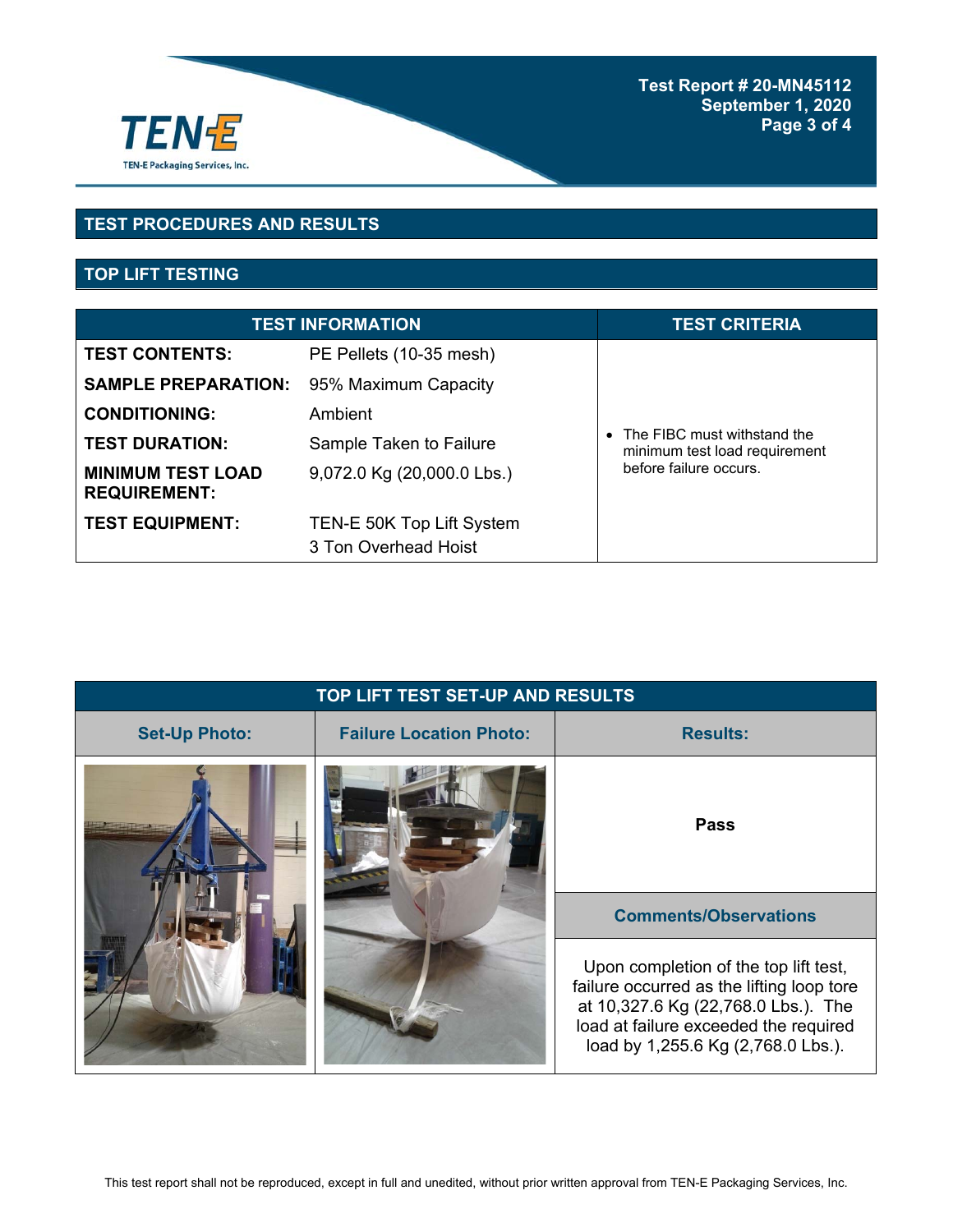## TEST PROCEDURES AND RESULTS

### TOP LIFT TESTING

| TEST INFORMATION | | TEST CRITERIA |
|---|---|---|
| **TEST CONTENTS:** | PE Pellets (10-35 mesh) | • The FIBC must withstand the minimum test load requirement before failure occurs. |
| **SAMPLE PREPARATION:** | 95% Maximum Capacity | |
| **CONDITIONING:** | Ambient | |
| **TEST DURATION:** | Sample Taken to Failure | |
| **MINIMUM TEST LOAD REQUIREMENT:** | 9,072.0 Kg (20,000.0 Lbs.) | |
| **TEST EQUIPMENT:** | TEN-E 50K Top Lift System<br>3 Ton Overhead Hoist | |

| TOP LIFT TEST SET-UP AND RESULTS | | |
|---|---|---|
| **Set-Up Photo:** | **Failure Location Photo:** | **Results:** |
| | | **Pass** |
| | | **Comments/Observations** |
| | | Upon completion of the top lift test, failure occurred as the lifting loop tore at 10,327.6 Kg (22,768.0 Lbs.). The load at failure exceeded the required load by 1,255.6 Kg (2,768.0 Lbs.). |

This test report shall not be reproduced, except in full and unedited, without prior written approval from TEN-E Packaging Services, Inc.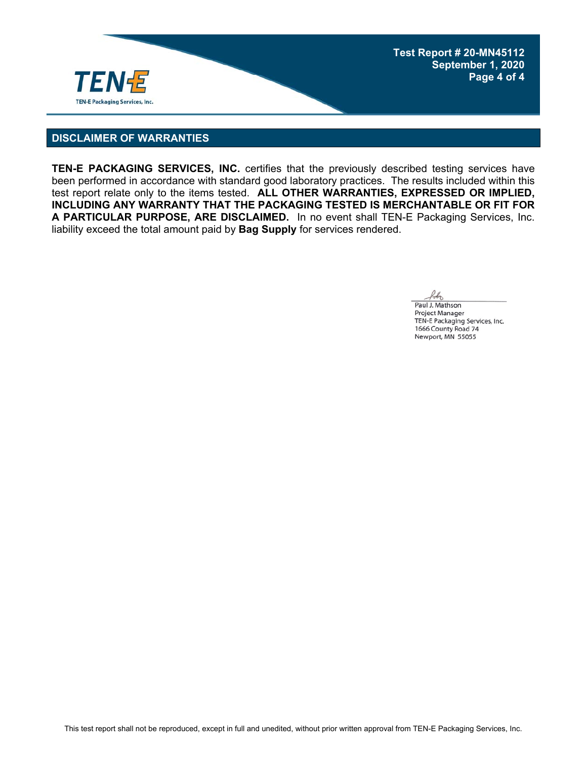## DISCLAIMER OF WARRANTIES

**TEN-E PACKAGING SERVICES, INC.** certifies that the previously described testing services have been performed in accordance with standard good laboratory practices. The results included within this test report relate only to the items tested. **ALL OTHER WARRANTIES, EXPRESSED OR IMPLIED, INCLUDING ANY WARRANTY THAT THE PACKAGING TESTED IS MERCHANTABLE OR FIT FOR A PARTICULAR PURPOSE, ARE DISCLAIMED.** In no event shall TEN-E Packaging Services, Inc. liability exceed the total amount paid by **Bag Supply** for services rendered.

Paul J. Mathson
Project Manager
TEN-E Packaging Services, Inc.
1666 County Road 74
Newport, MN 55055

This test report shall not be reproduced, except in full and unedited, without prior written approval from TEN-E Packaging Services, Inc.